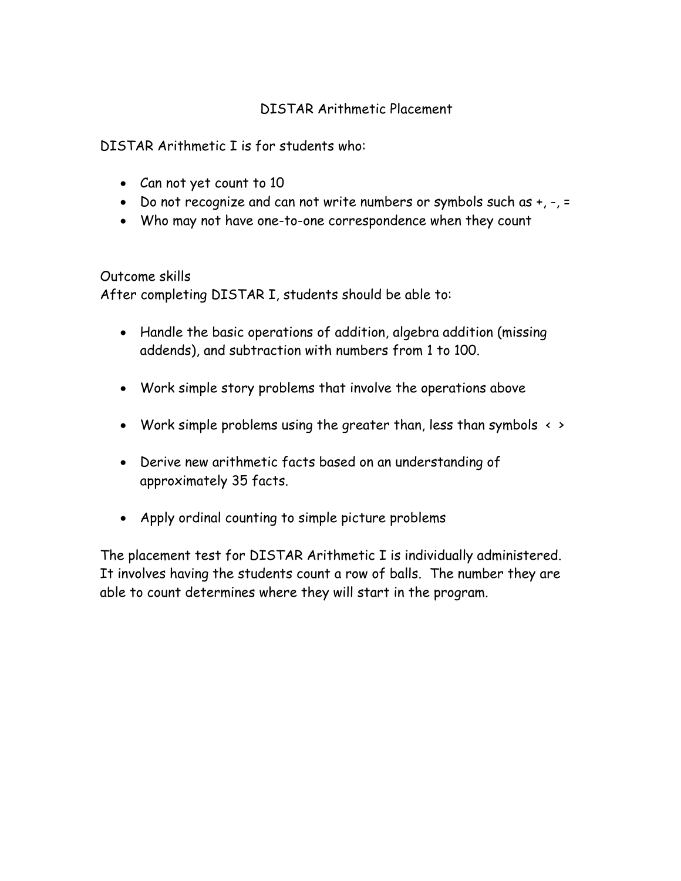# DISTAR Arithmetic Placement

DISTAR Arithmetic I is for students who:

- Can not yet count to 10
- Do not recognize and can not write numbers or symbols such as +, -, =
- Who may not have one-to-one correspondence when they count

Outcome skills
After completing DISTAR I, students should be able to:

- Handle the basic operations of addition, algebra addition (missing addends), and subtraction with numbers from 1 to 100.
- Work simple story problems that involve the operations above
- Work simple problems using the greater than, less than symbols < >
- Derive new arithmetic facts based on an understanding of approximately 35 facts.
- Apply ordinal counting to simple picture problems

The placement test for DISTAR Arithmetic I is individually administered. It involves having the students count a row of balls. The number they are able to count determines where they will start in the program.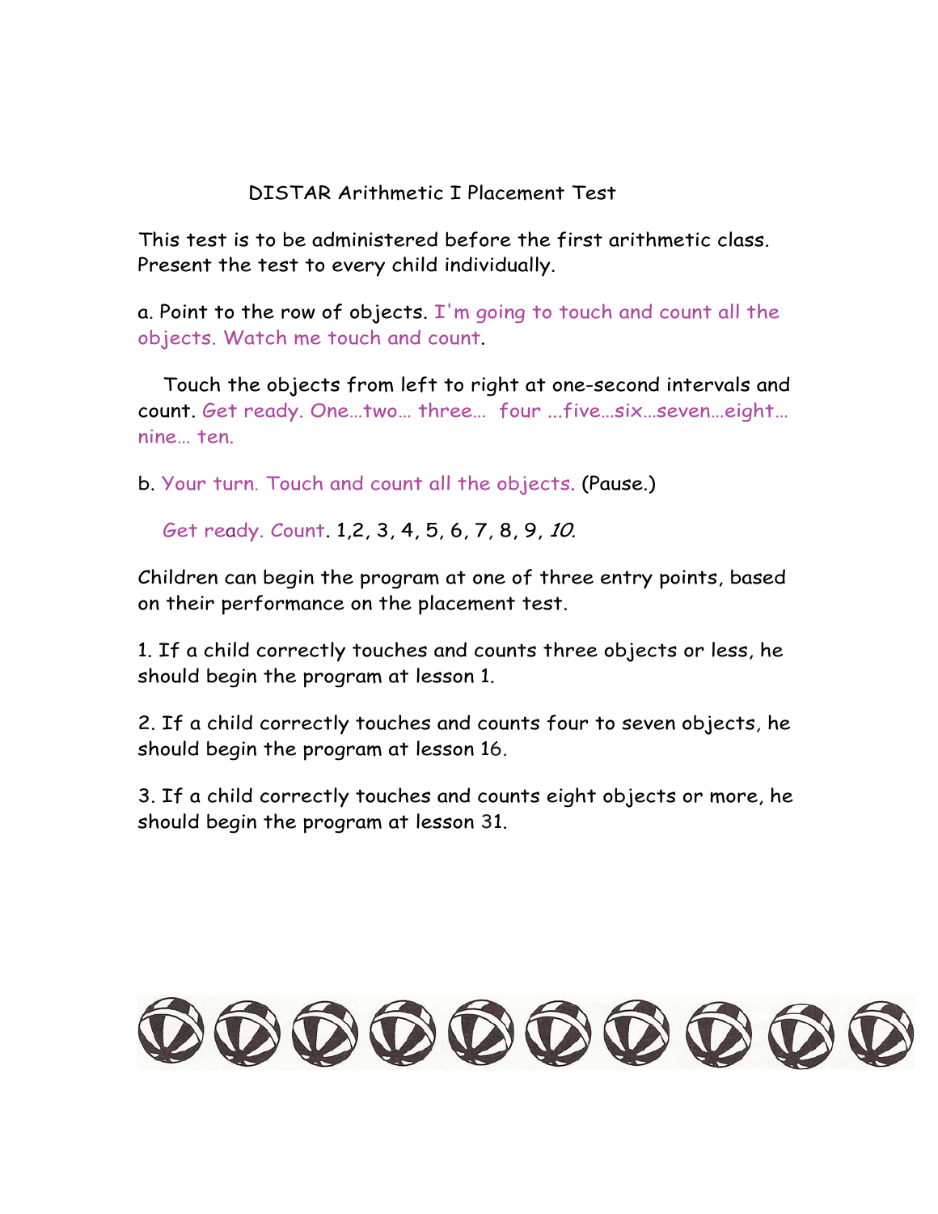# DISTAR Arithmetic I Placement Test

This test is to be administered before the first arithmetic class. Present the test to every child individually.

a. Point to the row of objects. I'm going to touch and count all the objects. Watch me touch and count.

Touch the objects from left to right at one-second intervals and count. Get ready. One…two… three… four ...five…six…seven…eight… nine… ten.

b. Your turn. Touch and count all the objects. (Pause.)

Get ready. Count. 1,2, 3, 4, 5, 6, 7, 8, 9, *10.*

Children can begin the program at one of three entry points, based on their performance on the placement test.

1. If a child correctly touches and counts three objects or less, he should begin the program at lesson 1.

2. If a child correctly touches and counts four to seven objects, he should begin the program at lesson 16.

3. If a child correctly touches and counts eight objects or more, he should begin the program at lesson 31.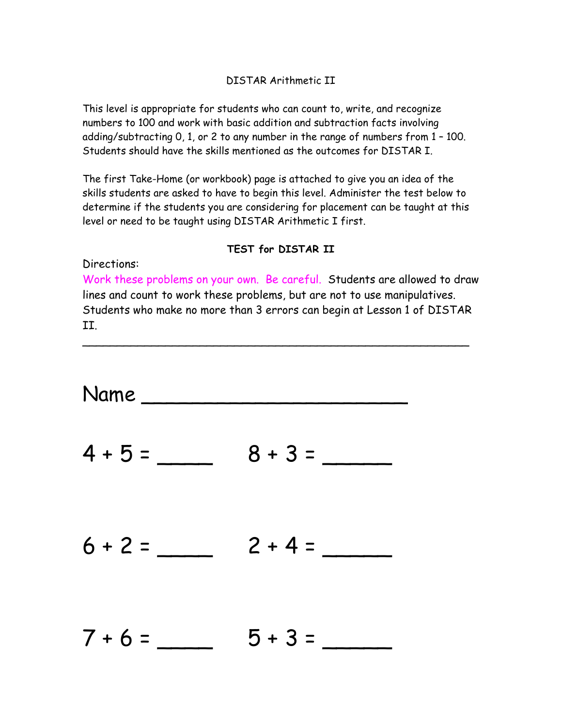DISTAR Arithmetic II

This level is appropriate for students who can count to, write, and recognize numbers to 100 and work with basic addition and subtraction facts involving adding/subtracting 0, 1, or 2 to any number in the range of numbers from 1 – 100. Students should have the skills mentioned as the outcomes for DISTAR I.

The first Take-Home (or workbook) page is attached to give you an idea of the skills students are asked to have to begin this level. Administer the test below to determine if the students you are considering for placement can be taught at this level or need to be taught using DISTAR Arithmetic I first.

**TEST for DISTAR II**

Directions:

Work these problems on your own. Be careful. Students are allowed to draw lines and count to work these problems, but are not to use manipulatives. Students who make no more than 3 errors can begin at Lesson 1 of DISTAR II.

---

Name ______________________

4 + 5 = ____ 8 + 3 = _____

6 + 2 = ____ 2 + 4 = _____

7 + 6 = ____ 5 + 3 = _____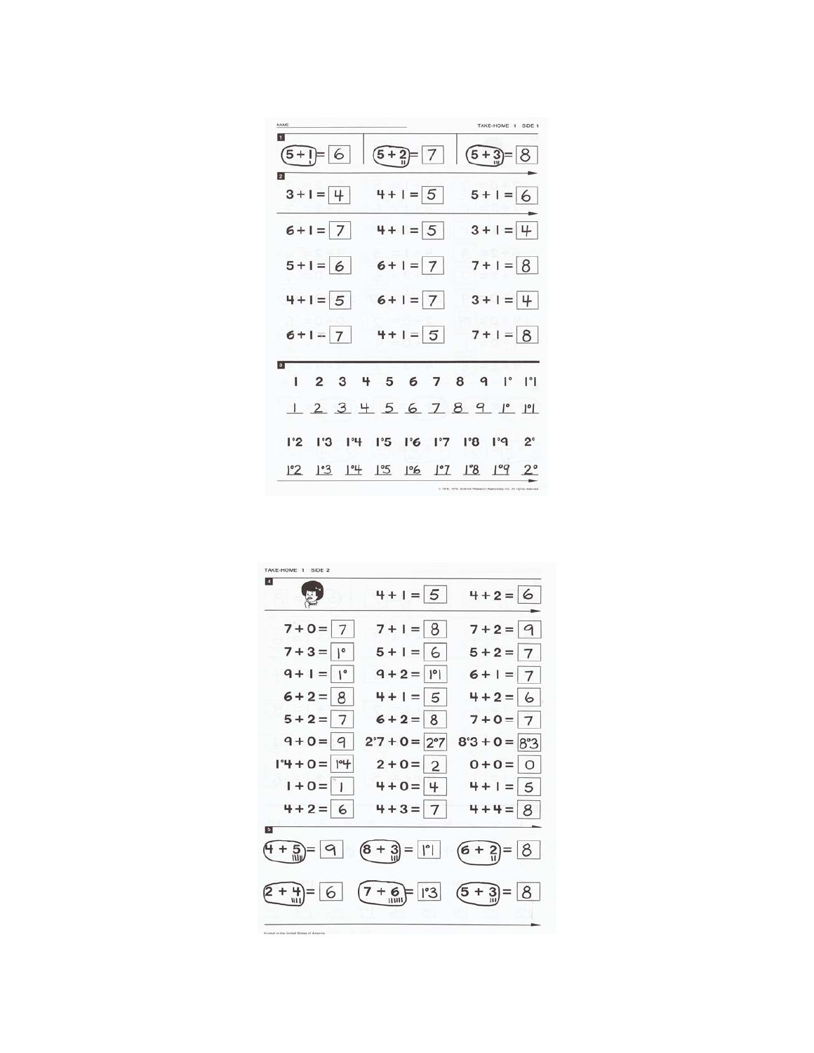NAME

TAKE-HOME 1 SIDE 1

**1**

| | | |
|---|---|---|
| $5 + 1 =$ 6 | $5 + 2 =$ 7 | $5 + 3 =$ 8 |

**2**

| | | |
|---|---|---|
| $3 + 1 =$ 4 | $4 + 1 =$ 5 | $5 + 1 =$ 6 |
| $6 + 1 =$ 7 | $4 + 1 =$ 5 | $3 + 1 =$ 4 |
| $5 + 1 =$ 6 | $6 + 1 =$ 7 | $7 + 1 =$ 8 |
| $4 + 1 =$ 5 | $6 + 1 =$ 7 | $3 + 1 =$ 4 |
| $6 + 1 =$ 7 | $4 + 1 =$ 5 | $7 + 1 =$ 8 |

**3**

1 2 3 4 5 6 7 8 9 1° 1°1

1 2 3 4 5 6 7 8 9 1° 1°1

1°2 1°3 1°4 1°5 1°6 1°7 1°8 1°9 2°

1°2 1°3 1°4 1°5 1°6 1°7 1°8 1°9 2°

© 1976, 1978, Science Research Associates, Inc. All rights reserved.

TAKE-HOME 1 SIDE 2

**4**

| | | |
|---|---|---|
| | $4 + 1 =$ 5 | $4 + 2 =$ 6 |
| $7 + 0 =$ 7 | $7 + 1 =$ 8 | $7 + 2 =$ 9 |
| $7 + 3 =$ 1° | $5 + 1 =$ 6 | $5 + 2 =$ 7 |
| $9 + 1 =$ 1° | $9 + 2 =$ 1°1 | $6 + 1 =$ 7 |
| $6 + 2 =$ 8 | $4 + 1 =$ 5 | $4 + 2 =$ 6 |
| $5 + 2 =$ 7 | $6 + 2 =$ 8 | $7 + 0 =$ 7 |
| $9 + 0 =$ 9 | 2°7 + 0 = 2°7 | 8°3 + 0 = 8°3 |
| 1°4 + 0 = 1°4 | $2 + 0 =$ 2 | $0 + 0 =$ 0 |
| $1 + 0 =$ 1 | $4 + 0 =$ 4 | $4 + 1 =$ 5 |
| $4 + 2 =$ 6 | $4 + 3 =$ 7 | $4 + 4 =$ 8 |

**5**

| | | |
|---|---|---|
| $4 + 5 =$ 9 | $8 + 3 =$ 1°1 | $6 + 2 =$ 8 |
| $2 + 4 =$ 6 | $7 + 6 =$ 1°3 | $5 + 3 =$ 8 |

Printed in the United States of America